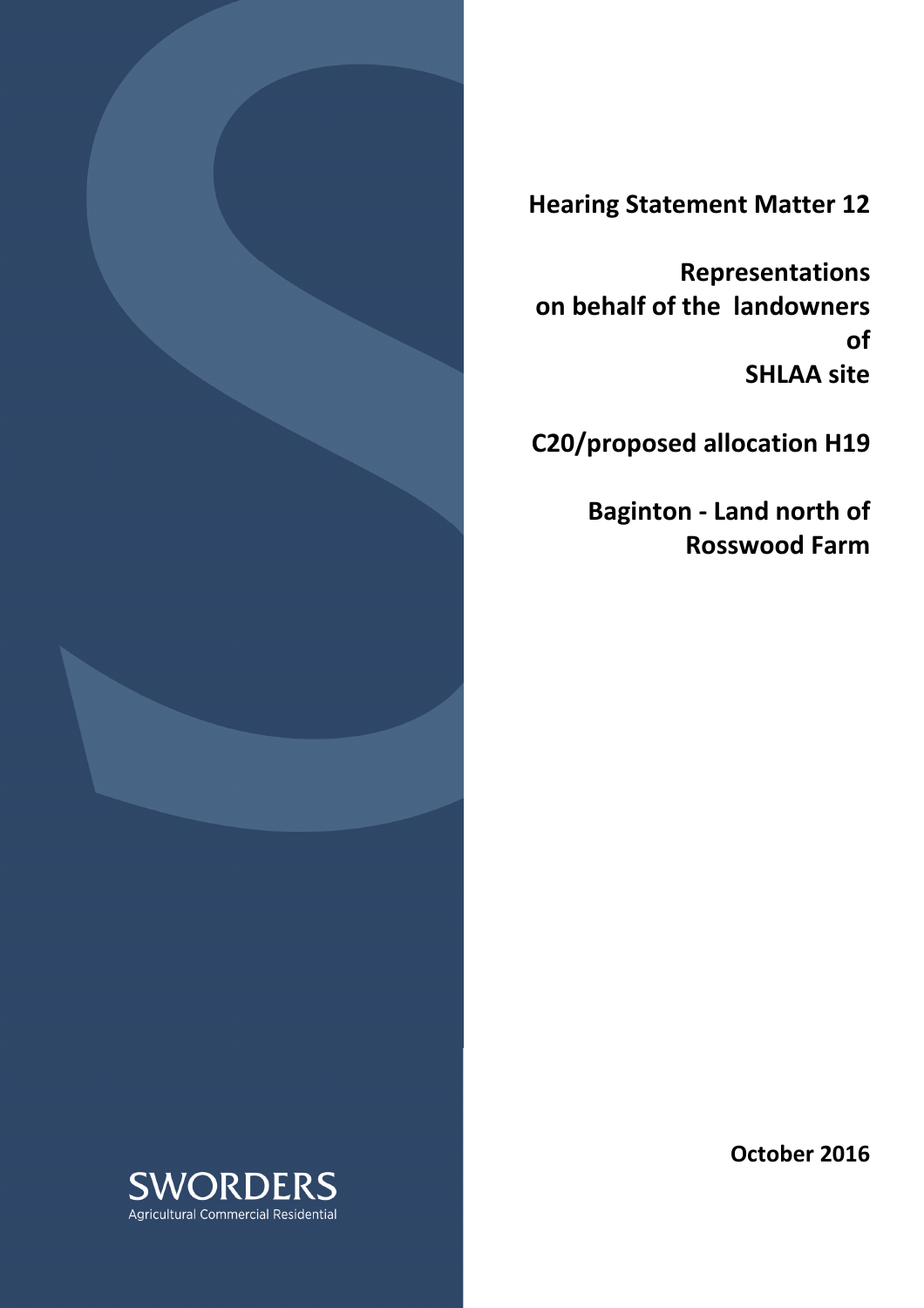# Hearing Statement Matter 12

## Representations on behalf of the landowners of SHLAA site

## C20/proposed allocation H19

## Baginton - Land north of Rosswood Farm

October 2016

SWORDERS
Agricultural Commercial Residential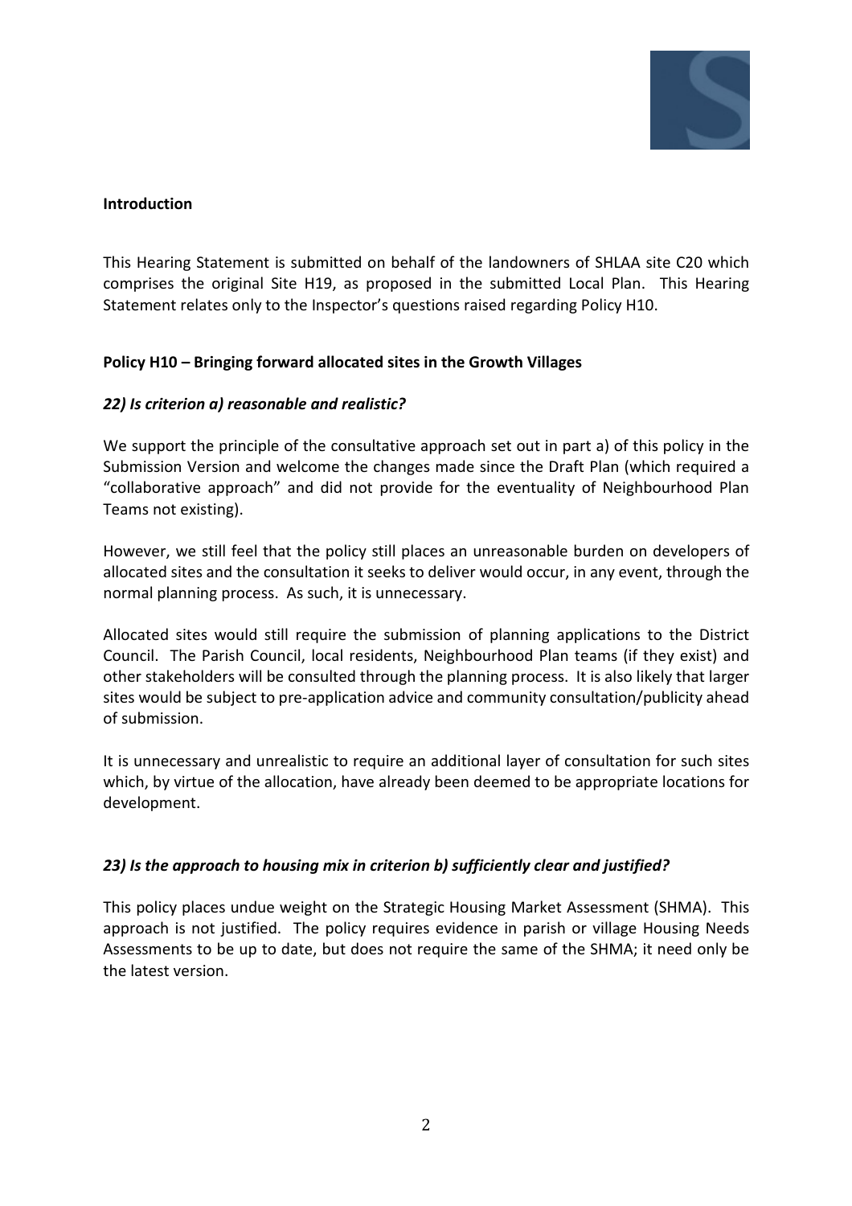**Introduction**

This Hearing Statement is submitted on behalf of the landowners of SHLAA site C20 which comprises the original Site H19, as proposed in the submitted Local Plan. This Hearing Statement relates only to the Inspector's questions raised regarding Policy H10.

**Policy H10 – Bringing forward allocated sites in the Growth Villages**

***22) Is criterion a) reasonable and realistic?***

We support the principle of the consultative approach set out in part a) of this policy in the Submission Version and welcome the changes made since the Draft Plan (which required a "collaborative approach" and did not provide for the eventuality of Neighbourhood Plan Teams not existing).

However, we still feel that the policy still places an unreasonable burden on developers of allocated sites and the consultation it seeks to deliver would occur, in any event, through the normal planning process. As such, it is unnecessary.

Allocated sites would still require the submission of planning applications to the District Council. The Parish Council, local residents, Neighbourhood Plan teams (if they exist) and other stakeholders will be consulted through the planning process. It is also likely that larger sites would be subject to pre-application advice and community consultation/publicity ahead of submission.

It is unnecessary and unrealistic to require an additional layer of consultation for such sites which, by virtue of the allocation, have already been deemed to be appropriate locations for development.

***23) Is the approach to housing mix in criterion b) sufficiently clear and justified?***

This policy places undue weight on the Strategic Housing Market Assessment (SHMA). This approach is not justified. The policy requires evidence in parish or village Housing Needs Assessments to be up to date, but does not require the same of the SHMA; it need only be the latest version.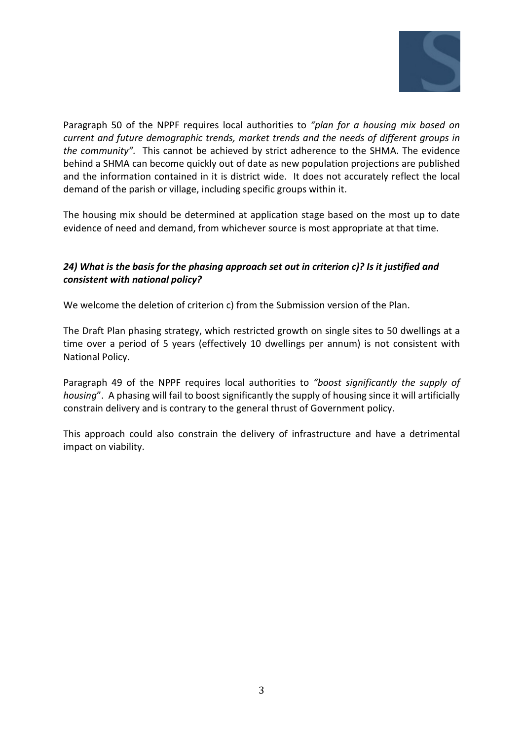Paragraph 50 of the NPPF requires local authorities to *"plan for a housing mix based on current and future demographic trends, market trends and the needs of different groups in the community".* This cannot be achieved by strict adherence to the SHMA. The evidence behind a SHMA can become quickly out of date as new population projections are published and the information contained in it is district wide. It does not accurately reflect the local demand of the parish or village, including specific groups within it.

The housing mix should be determined at application stage based on the most up to date evidence of need and demand, from whichever source is most appropriate at that time.

***24) What is the basis for the phasing approach set out in criterion c)? Is it justified and consistent with national policy?***

We welcome the deletion of criterion c) from the Submission version of the Plan.

The Draft Plan phasing strategy, which restricted growth on single sites to 50 dwellings at a time over a period of 5 years (effectively 10 dwellings per annum) is not consistent with National Policy.

Paragraph 49 of the NPPF requires local authorities to *"boost significantly the supply of housing*". A phasing will fail to boost significantly the supply of housing since it will artificially constrain delivery and is contrary to the general thrust of Government policy.

This approach could also constrain the delivery of infrastructure and have a detrimental impact on viability.